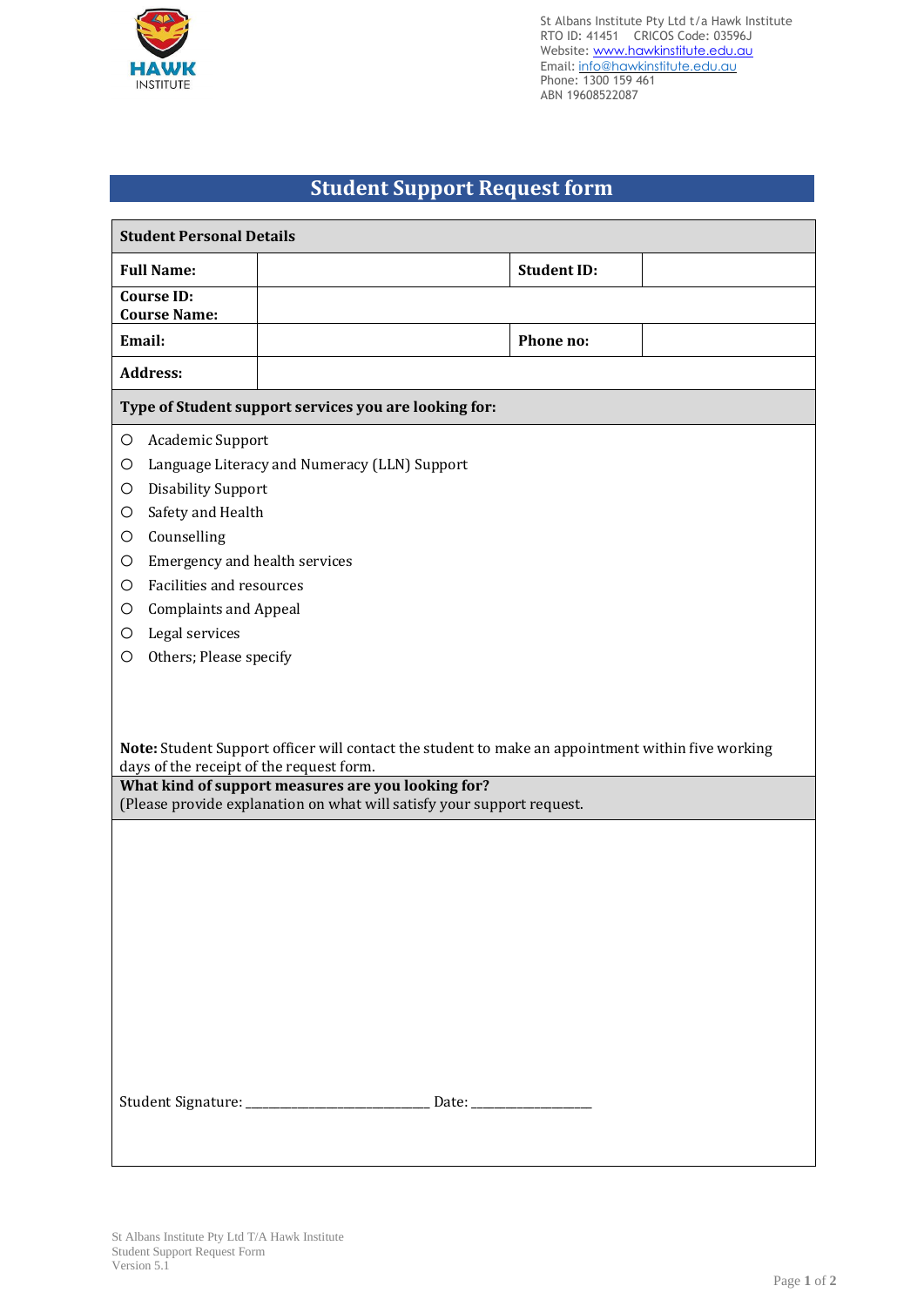St Albans Institute Pty Ltd t/a Hawk Institute
RTO ID: 41451 CRICOS Code: 03596J
Website: www.hawkinstitute.edu.au
Email: info@hawkinstitute.edu.au
Phone: 1300 159 461
ABN 19608522087

# Student Support Request form

| **Student Personal Details** | | | |
|---|---|---|---|
| **Full Name:** | | **Student ID:** | |
| **Course ID:**<br>**Course Name:** | | | |
| **Email:** | | **Phone no:** | |
| **Address:** | | | |

**Type of Student support services you are looking for:**

- ○ Academic Support
- ○ Language Literacy and Numeracy (LLN) Support
- ○ Disability Support
- ○ Safety and Health
- ○ Counselling
- ○ Emergency and health services
- ○ Facilities and resources
- ○ Complaints and Appeal
- ○ Legal services
- ○ Others; Please specify

**Note:** Student Support officer will contact the student to make an appointment within five working days of the receipt of the request form.

**What kind of support measures are you looking for?**
(Please provide explanation on what will satisfy your support request.

Student Signature: ___________________________ Date: _________________

St Albans Institute Pty Ltd T/A Hawk Institute
Student Support Request Form
Version 5.1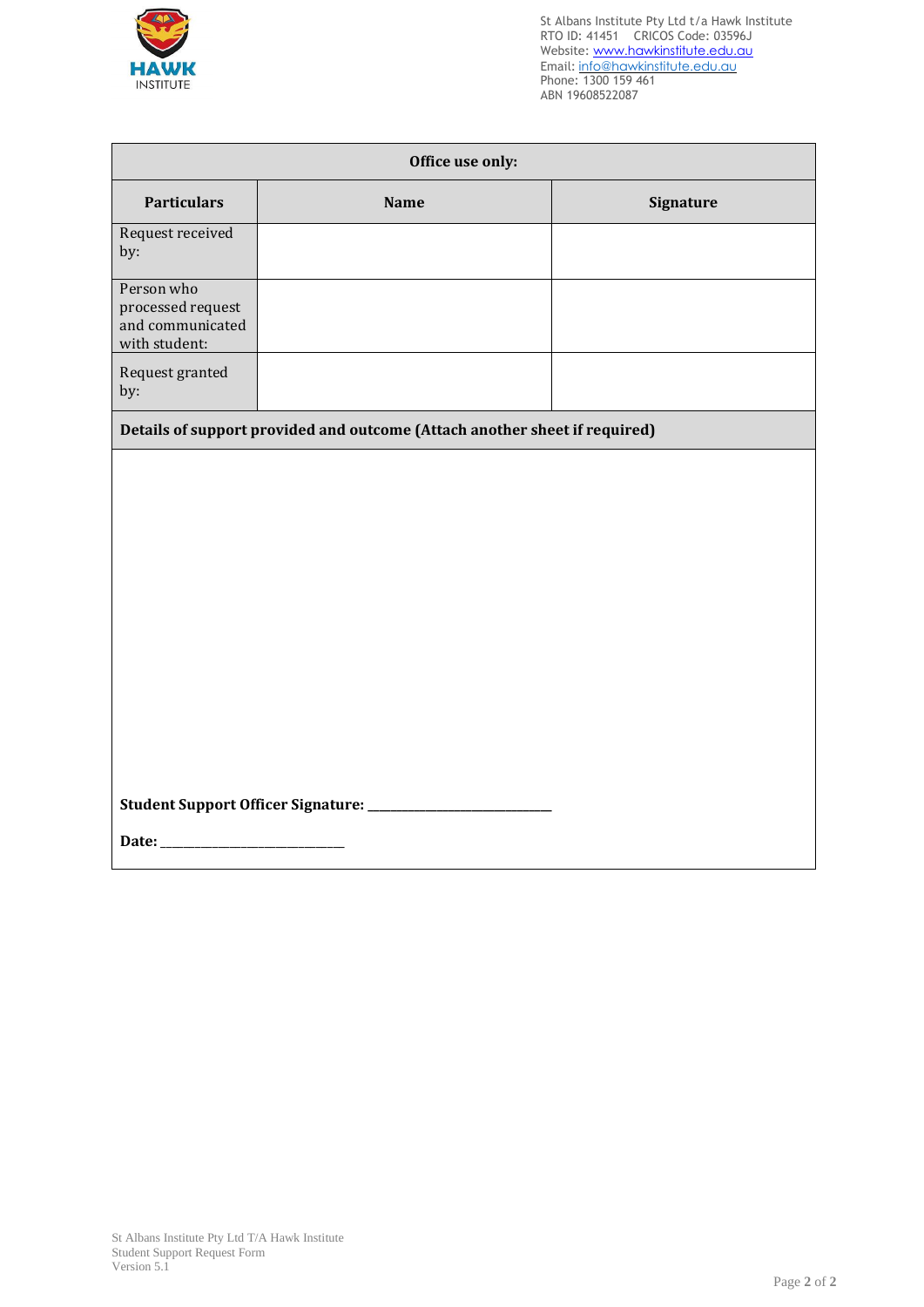St Albans Institute Pty Ltd t/a Hawk Institute
RTO ID: 41451 CRICOS Code: 03596J
Website: www.hawkinstitute.edu.au
Email: info@hawkinstitute.edu.au
Phone: 1300 159 461
ABN 19608522087

| Office use only: | | |
|---|---|---|
| **Particulars** | **Name** | **Signature** |
| Request received by: | | |
| Person who processed request and communicated with student: | | |
| Request granted by: | | |

**Details of support provided and outcome (Attach another sheet if required)**

**Student Support Officer Signature:** ____________________________

**Date:** ____________________________

St Albans Institute Pty Ltd T/A Hawk Institute
Student Support Request Form
Version 5.1